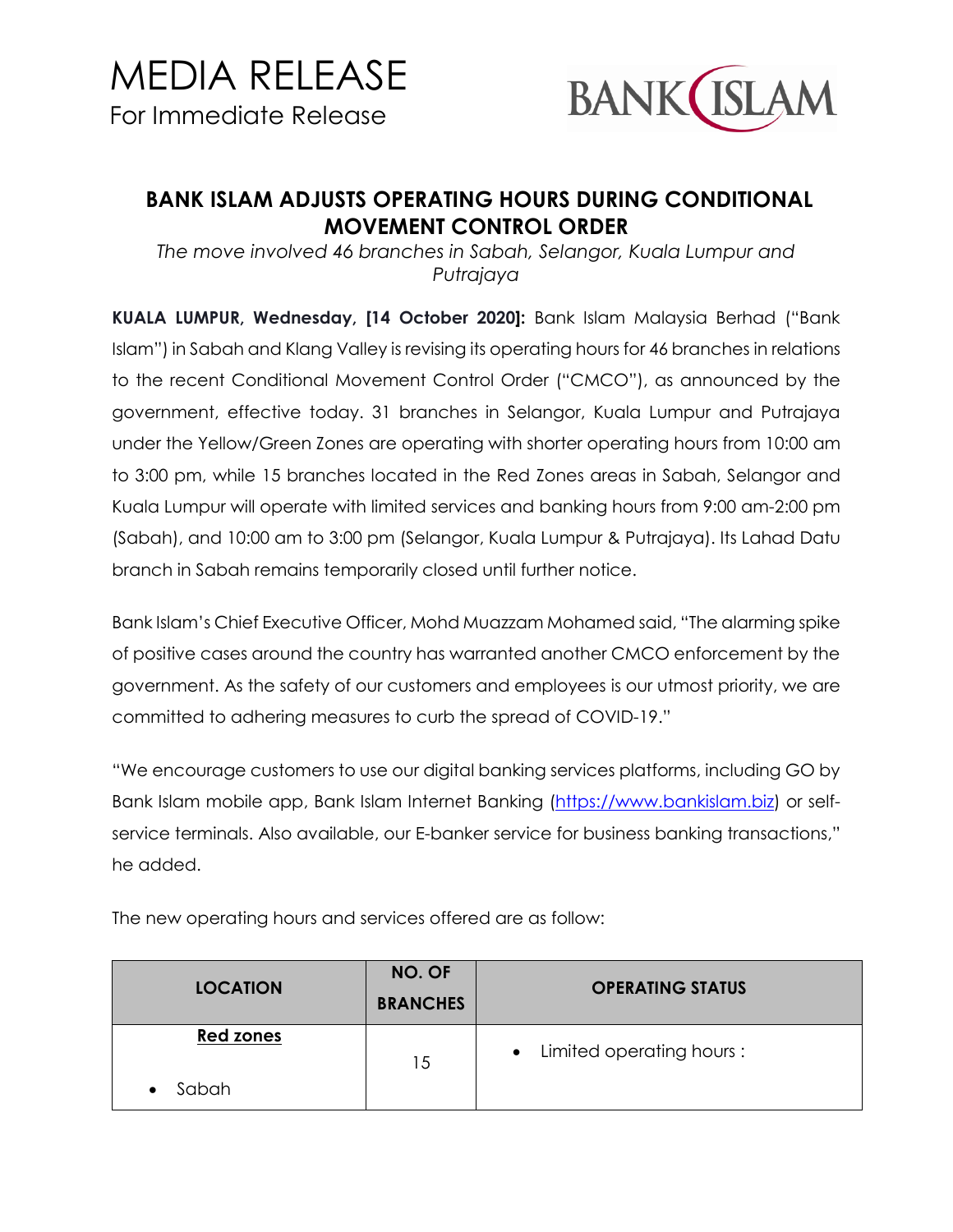# MEDIA RELEASE

For Immediate Release

BANK ISLAM

## BANK ISLAM ADJUSTS OPERATING HOURS DURING CONDITIONAL MOVEMENT CONTROL ORDER

*The move involved 46 branches in Sabah, Selangor, Kuala Lumpur and Putrajaya*

**KUALA LUMPUR, Wednesday, [14 October 2020]:** Bank Islam Malaysia Berhad ("Bank Islam") in Sabah and Klang Valley is revising its operating hours for 46 branches in relations to the recent Conditional Movement Control Order ("CMCO"), as announced by the government, effective today. 31 branches in Selangor, Kuala Lumpur and Putrajaya under the Yellow/Green Zones are operating with shorter operating hours from 10:00 am to 3:00 pm, while 15 branches located in the Red Zones areas in Sabah, Selangor and Kuala Lumpur will operate with limited services and banking hours from 9:00 am-2:00 pm (Sabah), and 10:00 am to 3:00 pm (Selangor, Kuala Lumpur & Putrajaya). Its Lahad Datu branch in Sabah remains temporarily closed until further notice.

Bank Islam's Chief Executive Officer, Mohd Muazzam Mohamed said, "The alarming spike of positive cases around the country has warranted another CMCO enforcement by the government. As the safety of our customers and employees is our utmost priority, we are committed to adhering measures to curb the spread of COVID-19."

"We encourage customers to use our digital banking services platforms, including GO by Bank Islam mobile app, Bank Islam Internet Banking (https://www.bankislam.biz) or self-service terminals. Also available, our E-banker service for business banking transactions," he added.

The new operating hours and services offered are as follow:

| LOCATION | NO. OF BRANCHES | OPERATING STATUS |
|---|---|---|
| **Red zones**<br>• Sabah | 15 | • Limited operating hours : |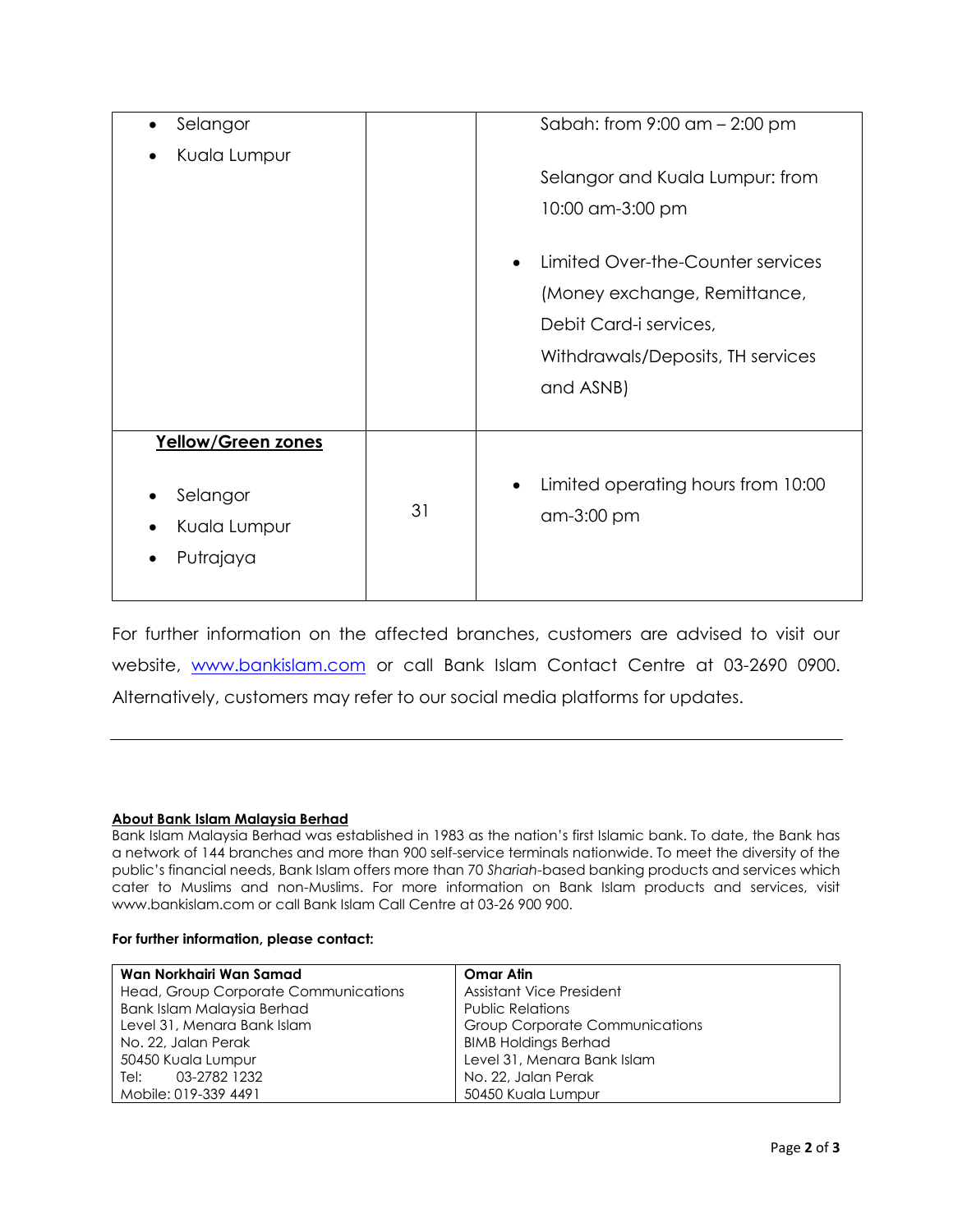| | | |
|---|---|---|
| • Selangor<br>• Kuala Lumpur | | Sabah: from 9:00 am – 2:00 pm<br><br>Selangor and Kuala Lumpur: from 10:00 am-3:00 pm<br><br>• Limited Over-the-Counter services (Money exchange, Remittance, Debit Card-i services, Withdrawals/Deposits, TH services and ASNB) |
| **Yellow/Green zones**<br><br>• Selangor<br>• Kuala Lumpur<br>• Putrajaya | 31 | • Limited operating hours from 10:00 am-3:00 pm |

For further information on the affected branches, customers are advised to visit our website, [www.bankislam.com](http://www.bankislam.com) or call Bank Islam Contact Centre at 03-2690 0900. Alternatively, customers may refer to our social media platforms for updates.

---

**About Bank Islam Malaysia Berhad**

Bank Islam Malaysia Berhad was established in 1983 as the nation's first Islamic bank. To date, the Bank has a network of 144 branches and more than 900 self-service terminals nationwide. To meet the diversity of the public's financial needs, Bank Islam offers more than 70 *Shariah*-based banking products and services which cater to Muslims and non-Muslims. For more information on Bank Islam products and services, visit www.bankislam.com or call Bank Islam Call Centre at 03-26 900 900.

**For further information, please contact:**

| **Wan Norkhairi Wan Samad** | **Omar Atin** |
|---|---|
| Head, Group Corporate Communications | Assistant Vice President |
| Bank Islam Malaysia Berhad | Public Relations |
| Level 31, Menara Bank Islam | Group Corporate Communications |
| No. 22, Jalan Perak | BIMB Holdings Berhad |
| 50450 Kuala Lumpur | Level 31, Menara Bank Islam |
| Tel: 03-2782 1232 | No. 22, Jalan Perak |
| Mobile: 019-339 4491 | 50450 Kuala Lumpur |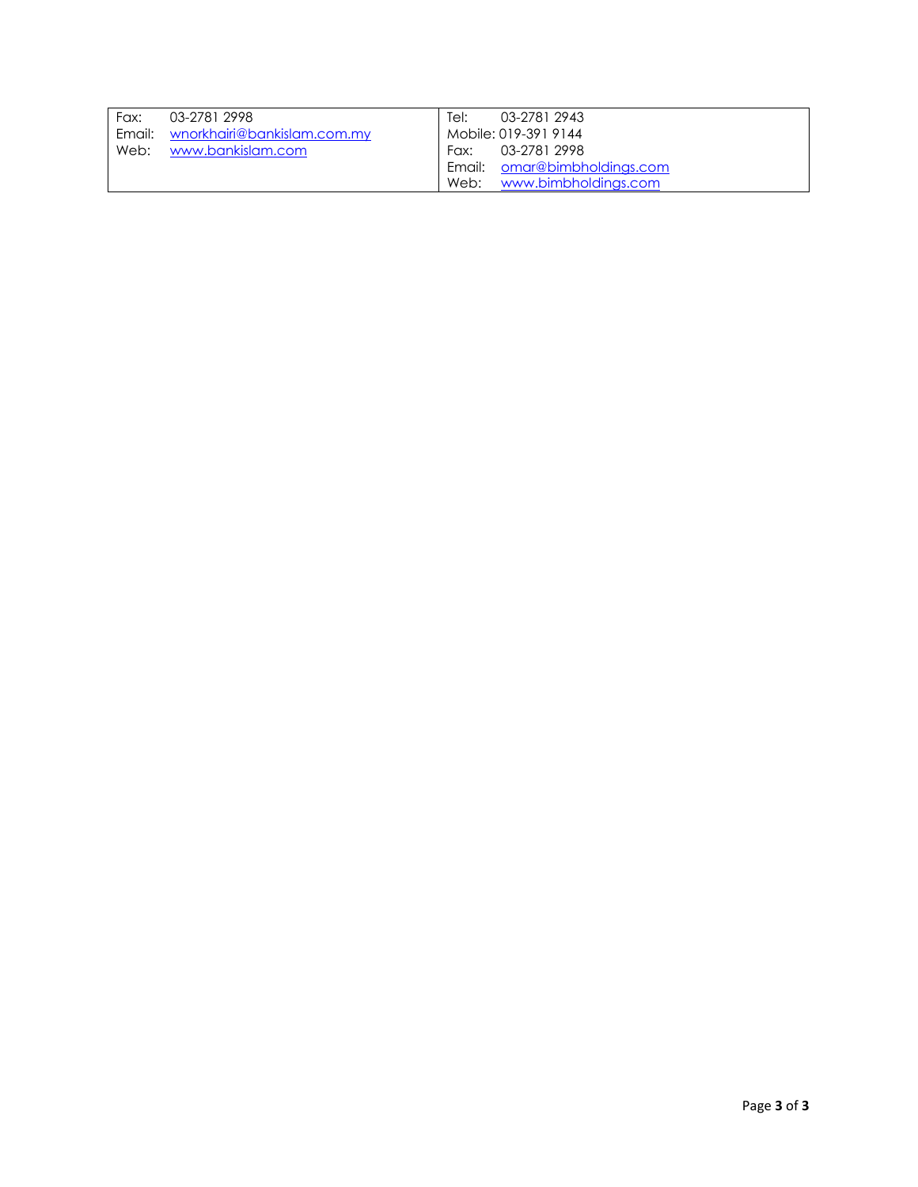| | |
|---|---|
| Fax: 03-2781 2998<br>Email: wnorkhairi@bankislam.com.my<br>Web: www.bankislam.com | Tel: 03-2781 2943<br>Mobile: 019-391 9144<br>Fax: 03-2781 2998<br>Email: omar@bimbholdings.com<br>Web: www.bimbholdings.com |